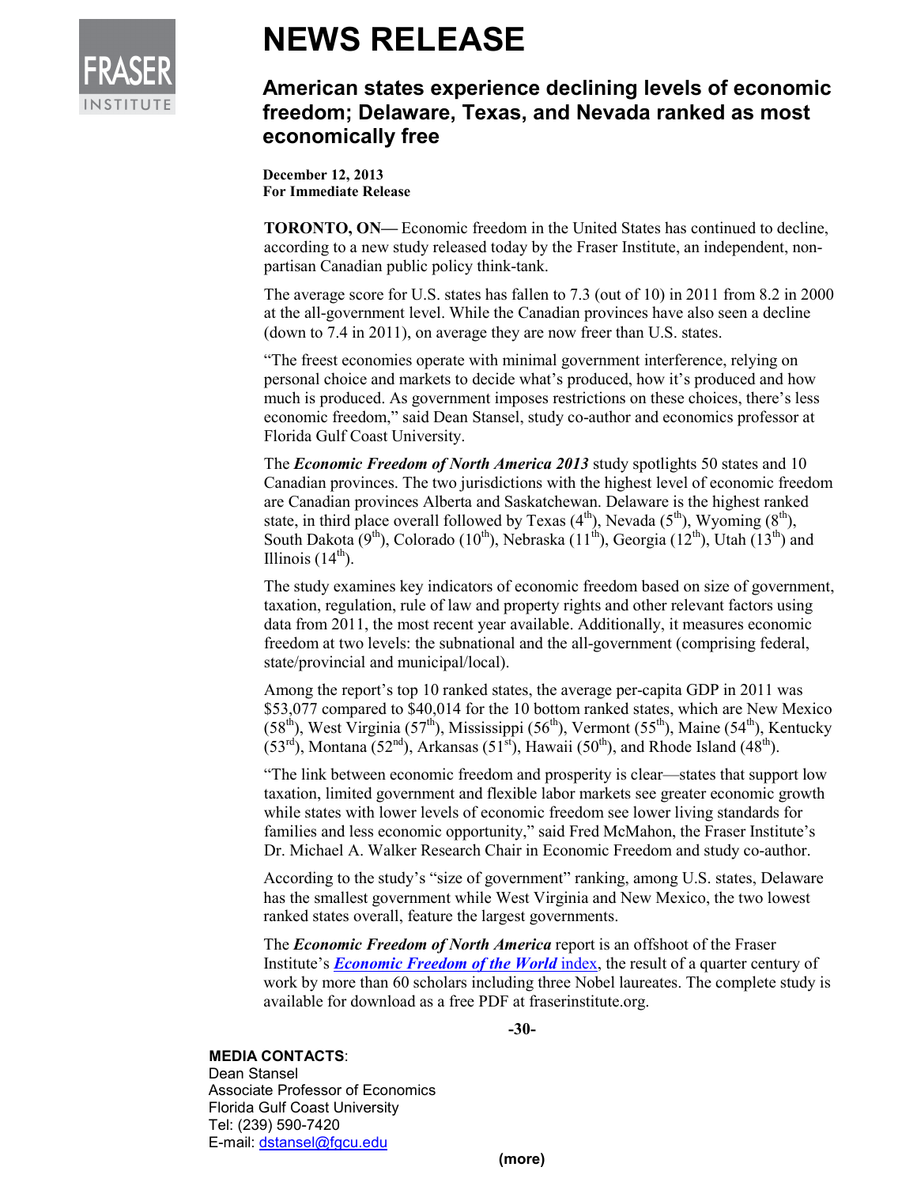FRASER INSTITUTE

# NEWS RELEASE

## American states experience declining levels of economic freedom; Delaware, Texas, and Nevada ranked as most economically free

**December 12, 2013**
**For Immediate Release**

**TORONTO, ON—** Economic freedom in the United States has continued to decline, according to a new study released today by the Fraser Institute, an independent, non-partisan Canadian public policy think-tank.

The average score for U.S. states has fallen to 7.3 (out of 10) in 2011 from 8.2 in 2000 at the all-government level. While the Canadian provinces have also seen a decline (down to 7.4 in 2011), on average they are now freer than U.S. states.

"The freest economies operate with minimal government interference, relying on personal choice and markets to decide what's produced, how it's produced and how much is produced. As government imposes restrictions on these choices, there's less economic freedom," said Dean Stansel, study co-author and economics professor at Florida Gulf Coast University.

The ***Economic Freedom of North America 2013*** study spotlights 50 states and 10 Canadian provinces. The two jurisdictions with the highest level of economic freedom are Canadian provinces Alberta and Saskatchewan. Delaware is the highest ranked state, in third place overall followed by Texas (4th), Nevada (5th), Wyoming (8th), South Dakota (9th), Colorado (10th), Nebraska (11th), Georgia (12th), Utah (13th) and Illinois (14th).

The study examines key indicators of economic freedom based on size of government, taxation, regulation, rule of law and property rights and other relevant factors using data from 2011, the most recent year available. Additionally, it measures economic freedom at two levels: the subnational and the all-government (comprising federal, state/provincial and municipal/local).

Among the report's top 10 ranked states, the average per-capita GDP in 2011 was $53,077 compared to $40,014 for the 10 bottom ranked states, which are New Mexico (58th), West Virginia (57th), Mississippi (56th), Vermont (55th), Maine (54th), Kentucky (53rd), Montana (52nd), Arkansas (51st), Hawaii (50th), and Rhode Island (48th).

"The link between economic freedom and prosperity is clear—states that support low taxation, limited government and flexible labor markets see greater economic growth while states with lower levels of economic freedom see lower living standards for families and less economic opportunity," said Fred McMahon, the Fraser Institute's Dr. Michael A. Walker Research Chair in Economic Freedom and study co-author.

According to the study's "size of government" ranking, among U.S. states, Delaware has the smallest government while West Virginia and New Mexico, the two lowest ranked states overall, feature the largest governments.

The ***Economic Freedom of North America*** report is an offshoot of the Fraser Institute's ***Economic Freedom of the World*** index, the result of a quarter century of work by more than 60 scholars including three Nobel laureates. The complete study is available for download as a free PDF at fraserinstitute.org.

**-30-**

**MEDIA CONTACTS**:
Dean Stansel
Associate Professor of Economics
Florida Gulf Coast University
Tel: (239) 590-7420
E-mail: dstansel@fgcu.edu

**(more)**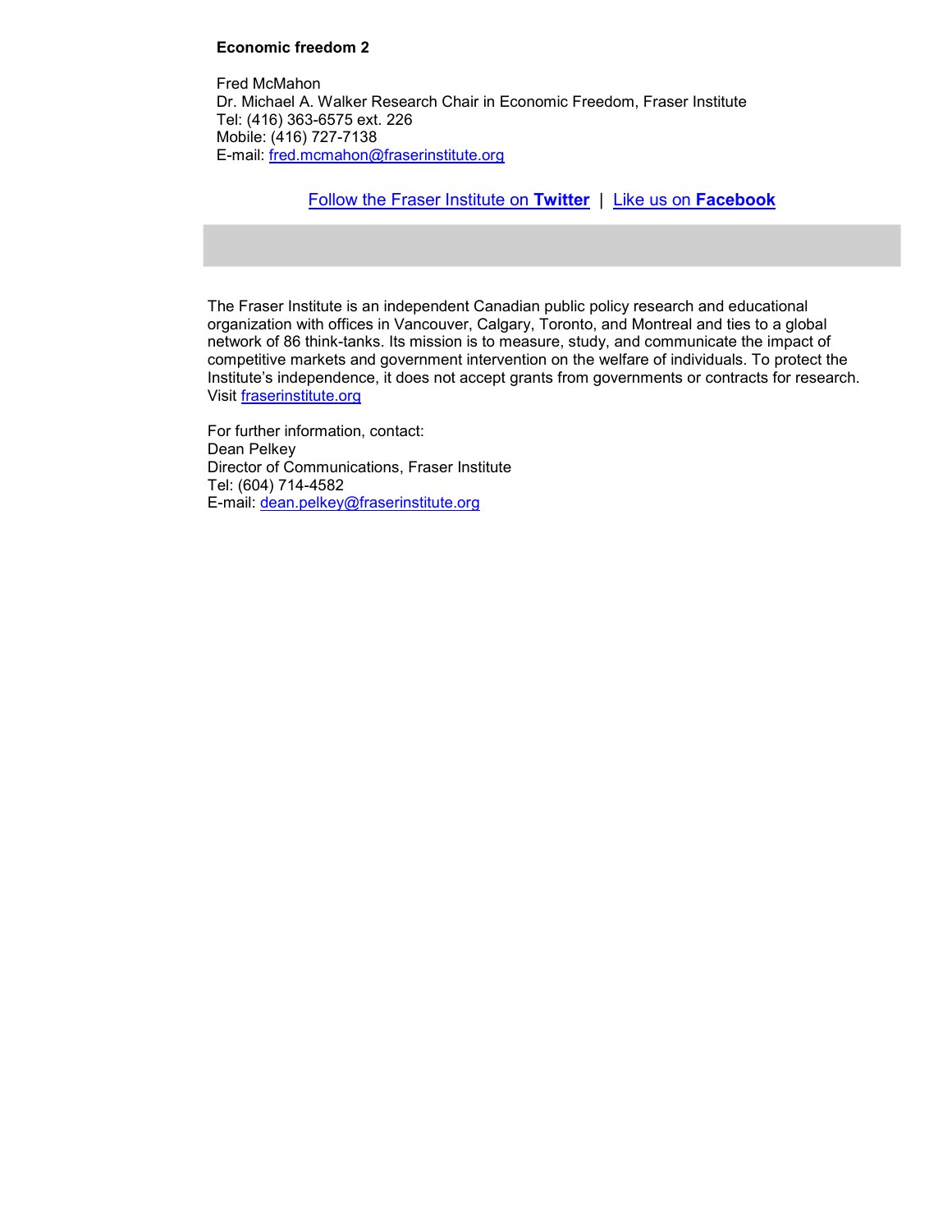**Economic freedom 2**

Fred McMahon
Dr. Michael A. Walker Research Chair in Economic Freedom, Fraser Institute
Tel: (416) 363-6575 ext. 226
Mobile: (416) 727-7138
E-mail: fred.mcmahon@fraserinstitute.org

Follow the Fraser Institute on **Twitter** | Like us on **Facebook**

The Fraser Institute is an independent Canadian public policy research and educational organization with offices in Vancouver, Calgary, Toronto, and Montreal and ties to a global network of 86 think-tanks. Its mission is to measure, study, and communicate the impact of competitive markets and government intervention on the welfare of individuals. To protect the Institute's independence, it does not accept grants from governments or contracts for research. Visit fraserinstitute.org

For further information, contact:
Dean Pelkey
Director of Communications, Fraser Institute
Tel: (604) 714-4582
E-mail: dean.pelkey@fraserinstitute.org